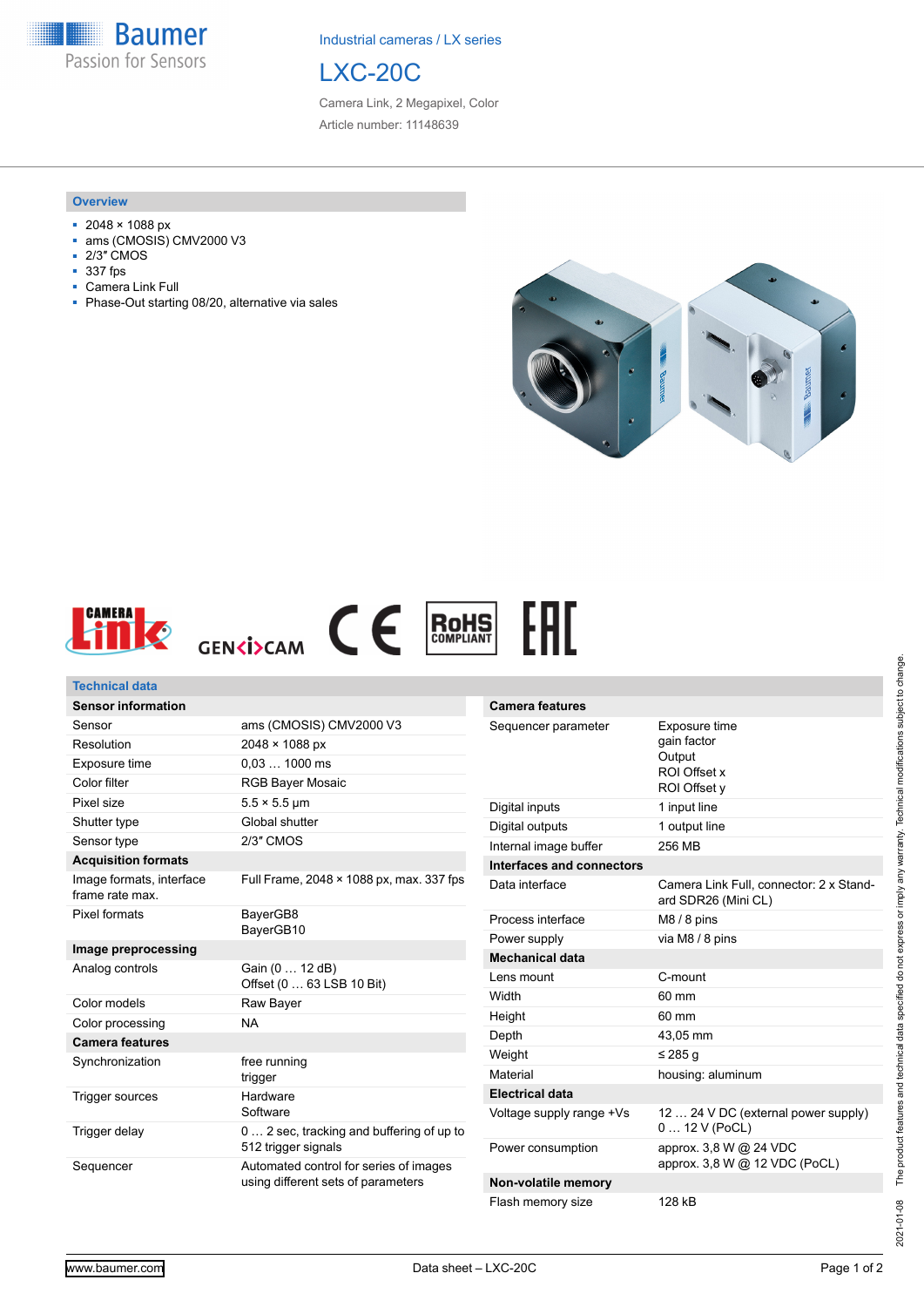Industrial cameras / LX series

# LXC-20C

Camera Link, 2 Megapixel, Color

Article number: 11148639

## Overview

- 2048 × 1088 px
- ams (CMOSIS) CMV2000 V3
- 2/3″ CMOS
- 337 fps
- Camera Link Full
- Phase-Out starting 08/20, alternative via sales

## Technical data

| **Sensor information** | |
|---|---|
| Sensor | ams (CMOSIS) CMV2000 V3 |
| Resolution | 2048 × 1088 px |
| Exposure time | 0,03 … 1000 ms |
| Color filter | RGB Bayer Mosaic |
| Pixel size | 5.5 × 5.5 µm |
| Shutter type | Global shutter |
| Sensor type | 2/3″ CMOS |
| **Acquisition formats** | |
| Image formats, interface frame rate max. | Full Frame, 2048 × 1088 px, max. 337 fps |
| Pixel formats | BayerGB8<br>BayerGB10 |
| **Image preprocessing** | |
| Analog controls | Gain (0 … 12 dB)<br>Offset (0 … 63 LSB 10 Bit) |
| Color models | Raw Bayer |
| Color processing | NA |
| **Camera features** | |
| Synchronization | free running<br>trigger |
| Trigger sources | Hardware<br>Software |
| Trigger delay | 0 … 2 sec, tracking and buffering of up to 512 trigger signals |
| Sequencer | Automated control for series of images using different sets of parameters |
| **Camera features** | |
| Sequencer parameter | Exposure time<br>gain factor<br>Output<br>ROI Offset x<br>ROI Offset y |
| Digital inputs | 1 input line |
| Digital outputs | 1 output line |
| Internal image buffer | 256 MB |
| **Interfaces and connectors** | |
| Data interface | Camera Link Full, connector: 2 x Standard SDR26 (Mini CL) |
| Process interface | M8 / 8 pins |
| Power supply | via M8 / 8 pins |
| **Mechanical data** | |
| Lens mount | C-mount |
| Width | 60 mm |
| Height | 60 mm |
| Depth | 43,05 mm |
| Weight | ≤ 285 g |
| Material | housing: aluminum |
| **Electrical data** | |
| Voltage supply range +Vs | 12 … 24 V DC (external power supply)<br>0 … 12 V (PoCL) |
| Power consumption | approx. 3,8 W @ 24 VDC<br>approx. 3,8 W @ 12 VDC (PoCL) |
| **Non-volatile memory** | |
| Flash memory size | 128 kB |

The product features and technical data specified do not express or imply any warranty. Technical modifications subject to change. 2021-01-08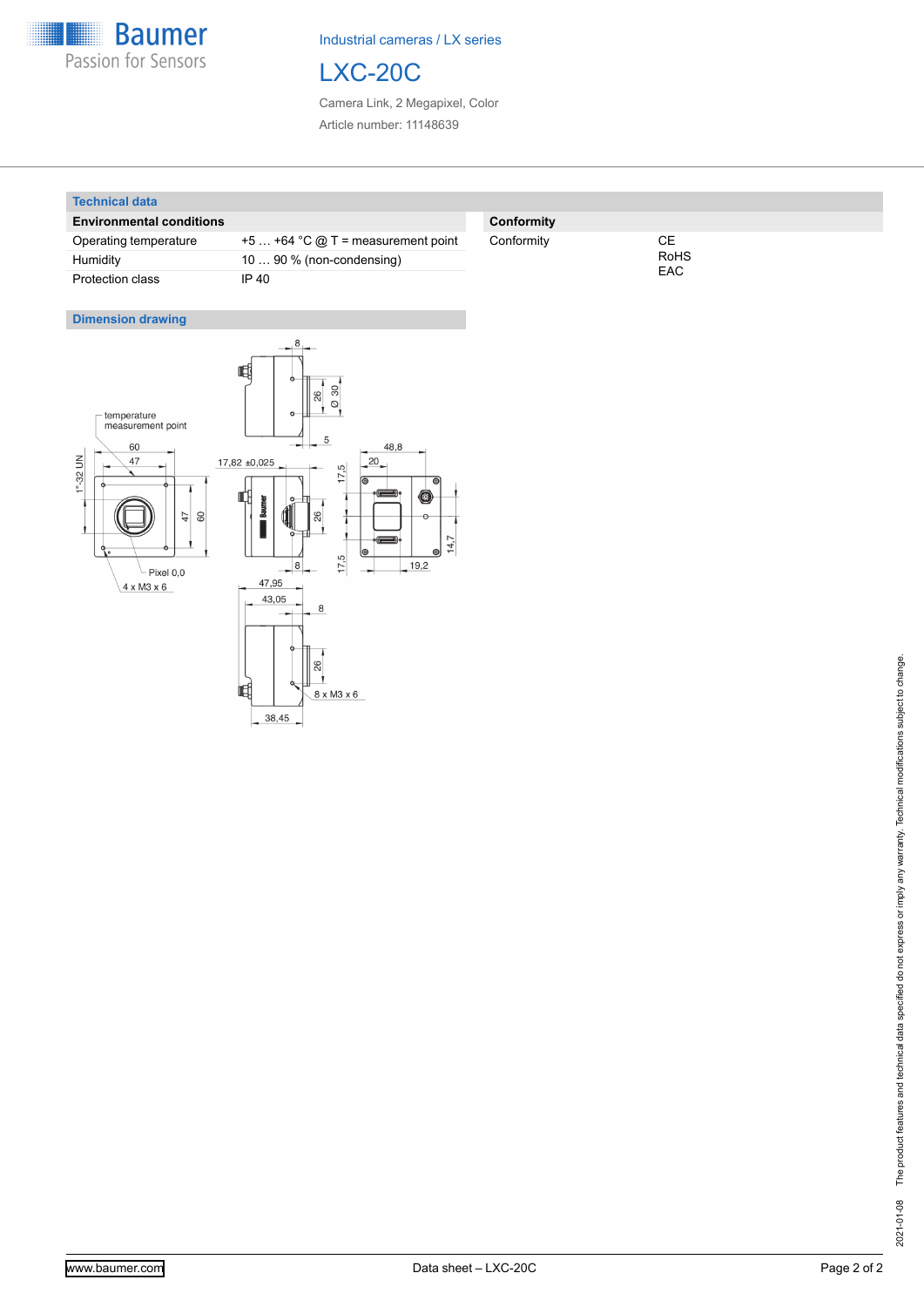Industrial cameras / LX series

# LXC-20C

Camera Link, 2 Megapixel, Color

Article number: 11148639

## Technical data

| Environmental conditions | |
|---|---|
| Operating temperature | +5 … +64 °C @ T = measurement point |
| Humidity | 10 … 90 % (non-condensing) |
| Protection class | IP 40 |

| Conformity | |
|---|---|
| Conformity | CE<br>RoHS<br>EAC |

## Dimension drawing

8
26
Ø 30
5
temperature measurement point
60
47
1"-32 UN
47
60
Pixel 0,0
4 x M3 x 6
17,82 ±0,025
26
8
17,5
17,5
48,8
20
14,7
19,2
47,95
43,05
8
26
8 x M3 x 6
38,45

2021-01-08 The product features and technical data specified do not express or imply any warranty. Technical modifications subject to change.

www.baumer.com Data sheet – LXC-20C